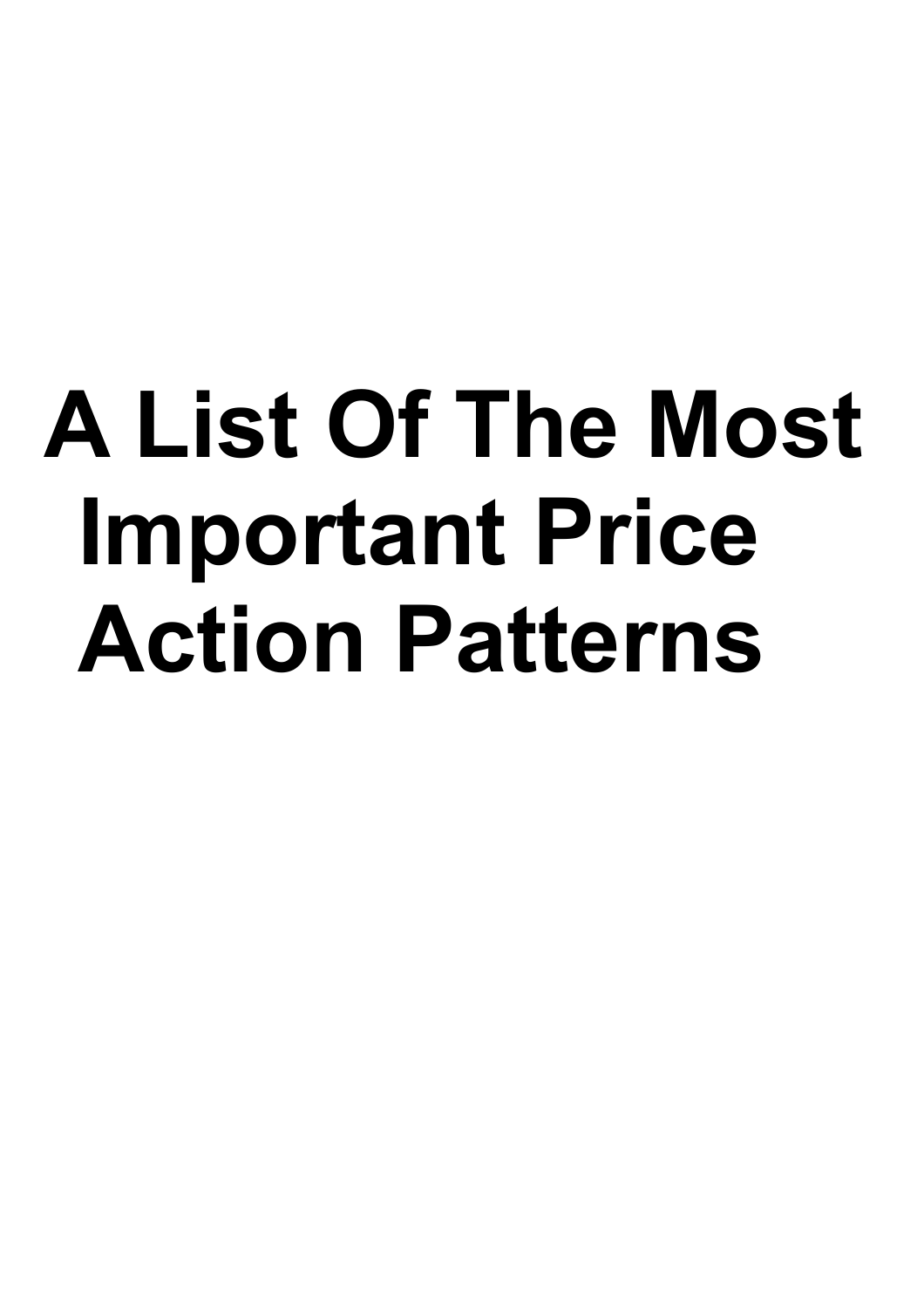# A List Of The Most Important Price Action Patterns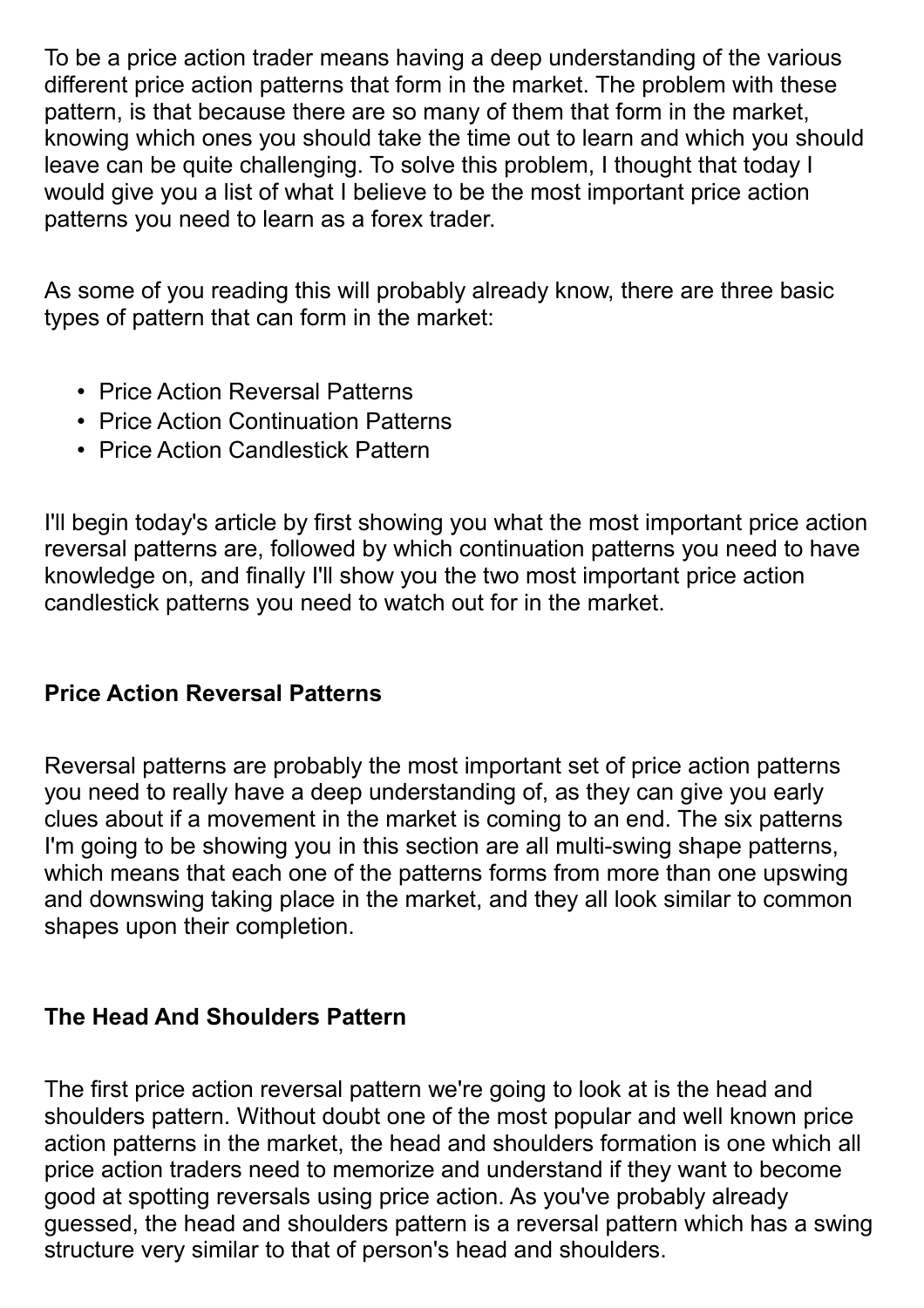To be a price action trader means having a deep understanding of the various different price action patterns that form in the market. The problem with these pattern, is that because there are so many of them that form in the market, knowing which ones you should take the time out to learn and which you should leave can be quite challenging. To solve this problem, I thought that today I would give you a list of what I believe to be the most important price action patterns you need to learn as a forex trader.

As some of you reading this will probably already know, there are three basic types of pattern that can form in the market:

- Price Action Reversal Patterns
- Price Action Continuation Patterns
- Price Action Candlestick Pattern

I'll begin today's article by first showing you what the most important price action reversal patterns are, followed by which continuation patterns you need to have knowledge on, and finally I'll show you the two most important price action candlestick patterns you need to watch out for in the market.

## Price Action Reversal Patterns

Reversal patterns are probably the most important set of price action patterns you need to really have a deep understanding of, as they can give you early clues about if a movement in the market is coming to an end. The six patterns I'm going to be showing you in this section are all multi-swing shape patterns, which means that each one of the patterns forms from more than one upswing and downswing taking place in the market, and they all look similar to common shapes upon their completion.

### The Head And Shoulders Pattern

The first price action reversal pattern we're going to look at is the head and shoulders pattern. Without doubt one of the most popular and well known price action patterns in the market, the head and shoulders formation is one which all price action traders need to memorize and understand if they want to become good at spotting reversals using price action. As you've probably already guessed, the head and shoulders pattern is a reversal pattern which has a swing structure very similar to that of person's head and shoulders.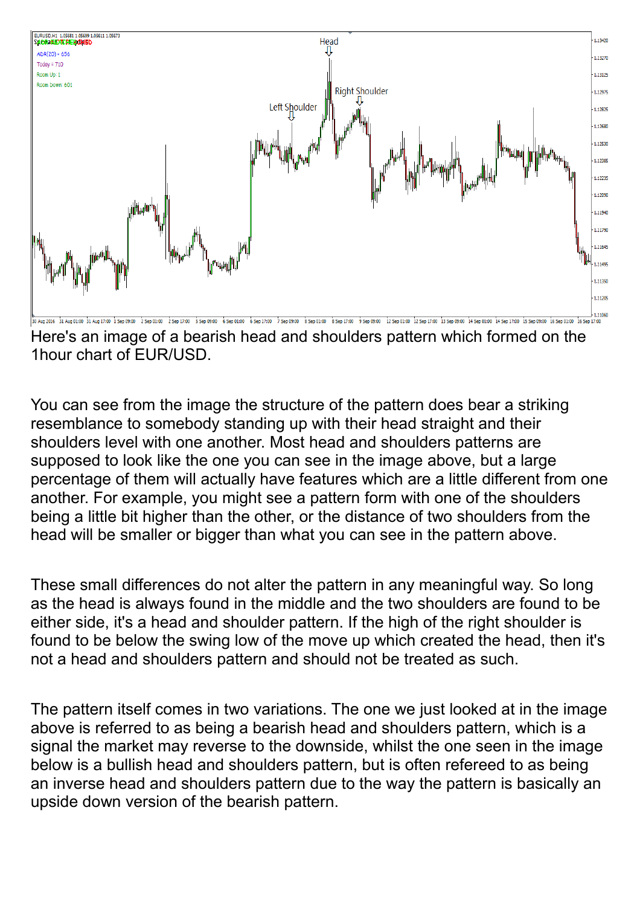Here's an image of a bearish head and shoulders pattern which formed on the 1hour chart of EUR/USD.

You can see from the image the structure of the pattern does bear a striking resemblance to somebody standing up with their head straight and their shoulders level with one another. Most head and shoulders patterns are supposed to look like the one you can see in the image above, but a large percentage of them will actually have features which are a little different from one another. For example, you might see a pattern form with one of the shoulders being a little bit higher than the other, or the distance of two shoulders from the head will be smaller or bigger than what you can see in the pattern above.

These small differences do not alter the pattern in any meaningful way. So long as the head is always found in the middle and the two shoulders are found to be either side, it's a head and shoulder pattern. If the high of the right shoulder is found to be below the swing low of the move up which created the head, then it's not a head and shoulders pattern and should not be treated as such.

The pattern itself comes in two variations. The one we just looked at in the image above is referred to as being a bearish head and shoulders pattern, which is a signal the market may reverse to the downside, whilst the one seen in the image below is a bullish head and shoulders pattern, but is often refereed to as being an inverse head and shoulders pattern due to the way the pattern is basically an upside down version of the bearish pattern.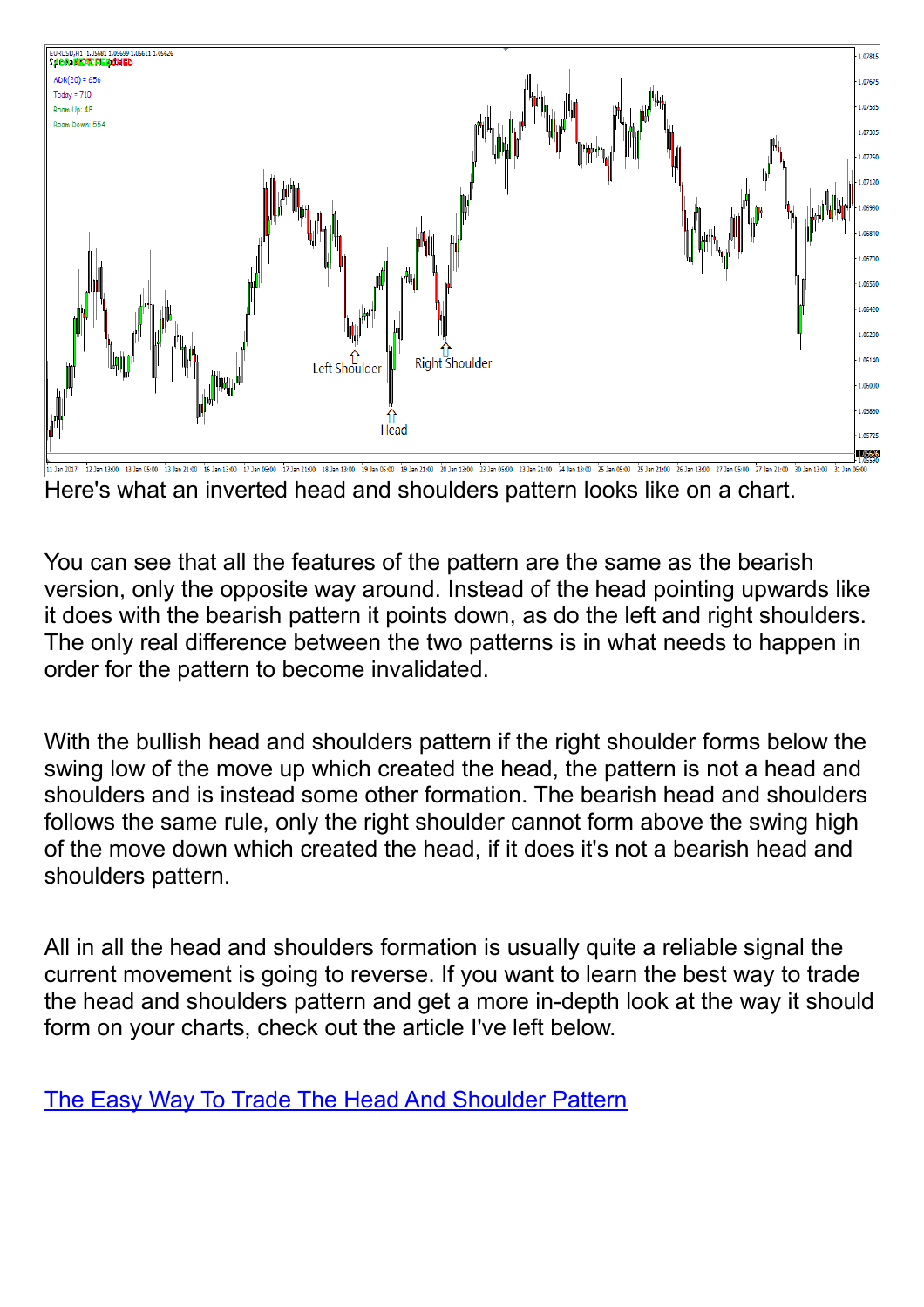Here's what an inverted head and shoulders pattern looks like on a chart.

You can see that all the features of the pattern are the same as the bearish version, only the opposite way around. Instead of the head pointing upwards like it does with the bearish pattern it points down, as do the left and right shoulders. The only real difference between the two patterns is in what needs to happen in order for the pattern to become invalidated.

With the bullish head and shoulders pattern if the right shoulder forms below the swing low of the move up which created the head, the pattern is not a head and shoulders and is instead some other formation. The bearish head and shoulders follows the same rule, only the right shoulder cannot form above the swing high of the move down which created the head, if it does it's not a bearish head and shoulders pattern.

All in all the head and shoulders formation is usually quite a reliable signal the current movement is going to reverse. If you want to learn the best way to trade the head and shoulders pattern and get a more in-depth look at the way it should form on your charts, check out the article I've left below.

[The Easy Way To Trade The Head And Shoulder Pattern]()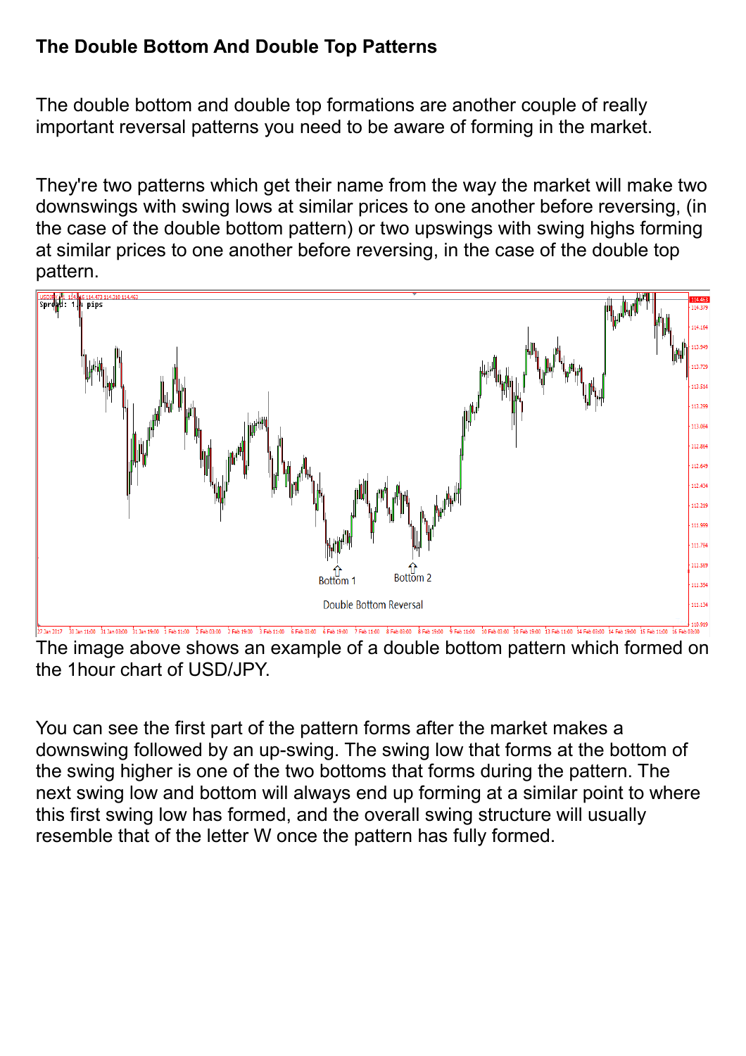**The Double Bottom And Double Top Patterns**

The double bottom and double top formations are another couple of really important reversal patterns you need to be aware of forming in the market.

They're two patterns which get their name from the way the market will make two downswings with swing lows at similar prices to one another before reversing, (in the case of the double bottom pattern) or two upswings with swing highs forming at similar prices to one another before reversing, in the case of the double top pattern.

The image above shows an example of a double bottom pattern which formed on the 1hour chart of USD/JPY.

You can see the first part of the pattern forms after the market makes a downswing followed by an up-swing. The swing low that forms at the bottom of the swing higher is one of the two bottoms that forms during the pattern. The next swing low and bottom will always end up forming at a similar point to where this first swing low has formed, and the overall swing structure will usually resemble that of the letter W once the pattern has fully formed.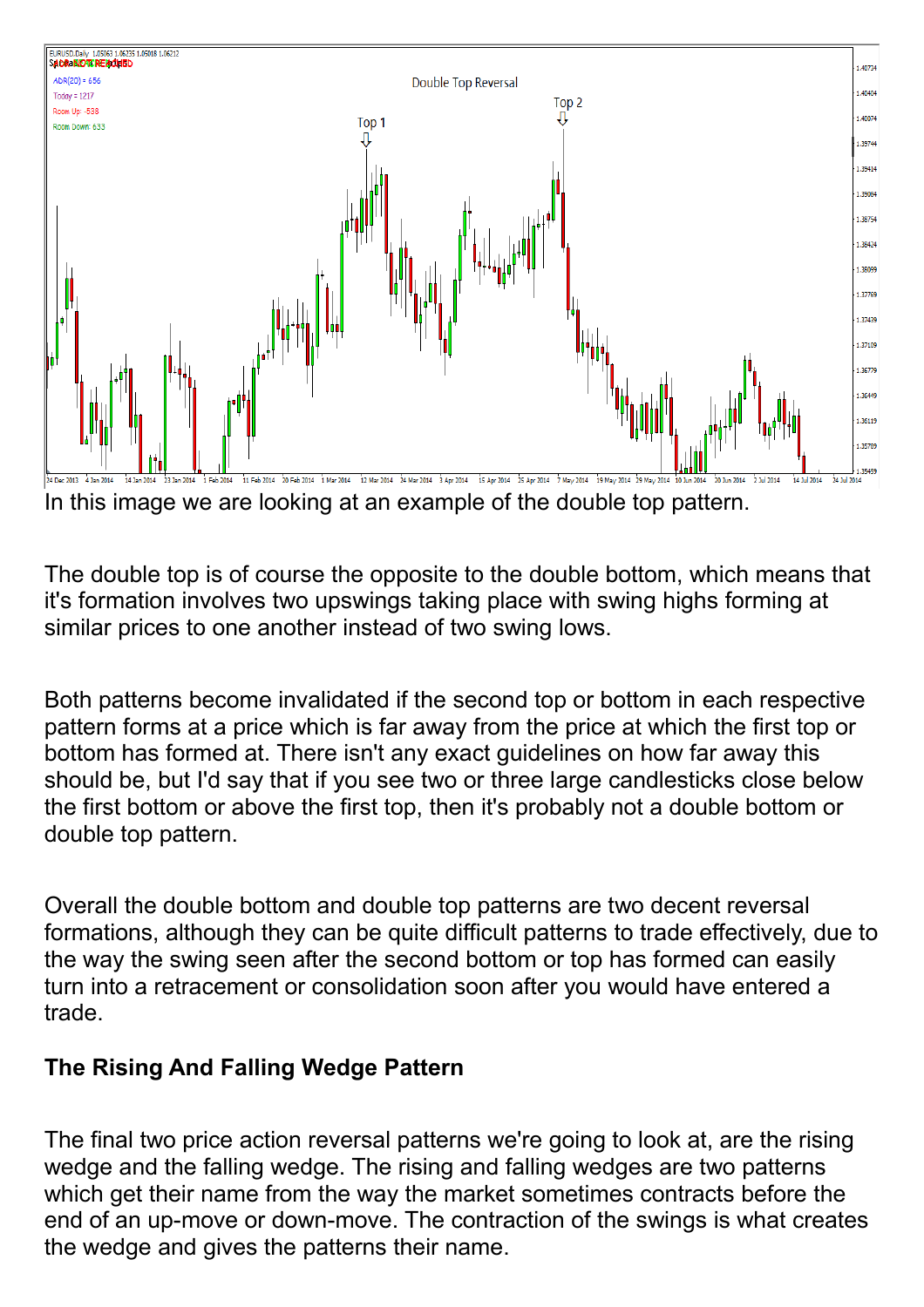In this image we are looking at an example of the double top pattern.

The double top is of course the opposite to the double bottom, which means that it's formation involves two upswings taking place with swing highs forming at similar prices to one another instead of two swing lows.

Both patterns become invalidated if the second top or bottom in each respective pattern forms at a price which is far away from the price at which the first top or bottom has formed at. There isn't any exact guidelines on how far away this should be, but I'd say that if you see two or three large candlesticks close below the first bottom or above the first top, then it's probably not a double bottom or double top pattern.

Overall the double bottom and double top patterns are two decent reversal formations, although they can be quite difficult patterns to trade effectively, due to the way the swing seen after the second bottom or top has formed can easily turn into a retracement or consolidation soon after you would have entered a trade.

**The Rising And Falling Wedge Pattern**

The final two price action reversal patterns we're going to look at, are the rising wedge and the falling wedge. The rising and falling wedges are two patterns which get their name from the way the market sometimes contracts before the end of an up-move or down-move. The contraction of the swings is what creates the wedge and gives the patterns their name.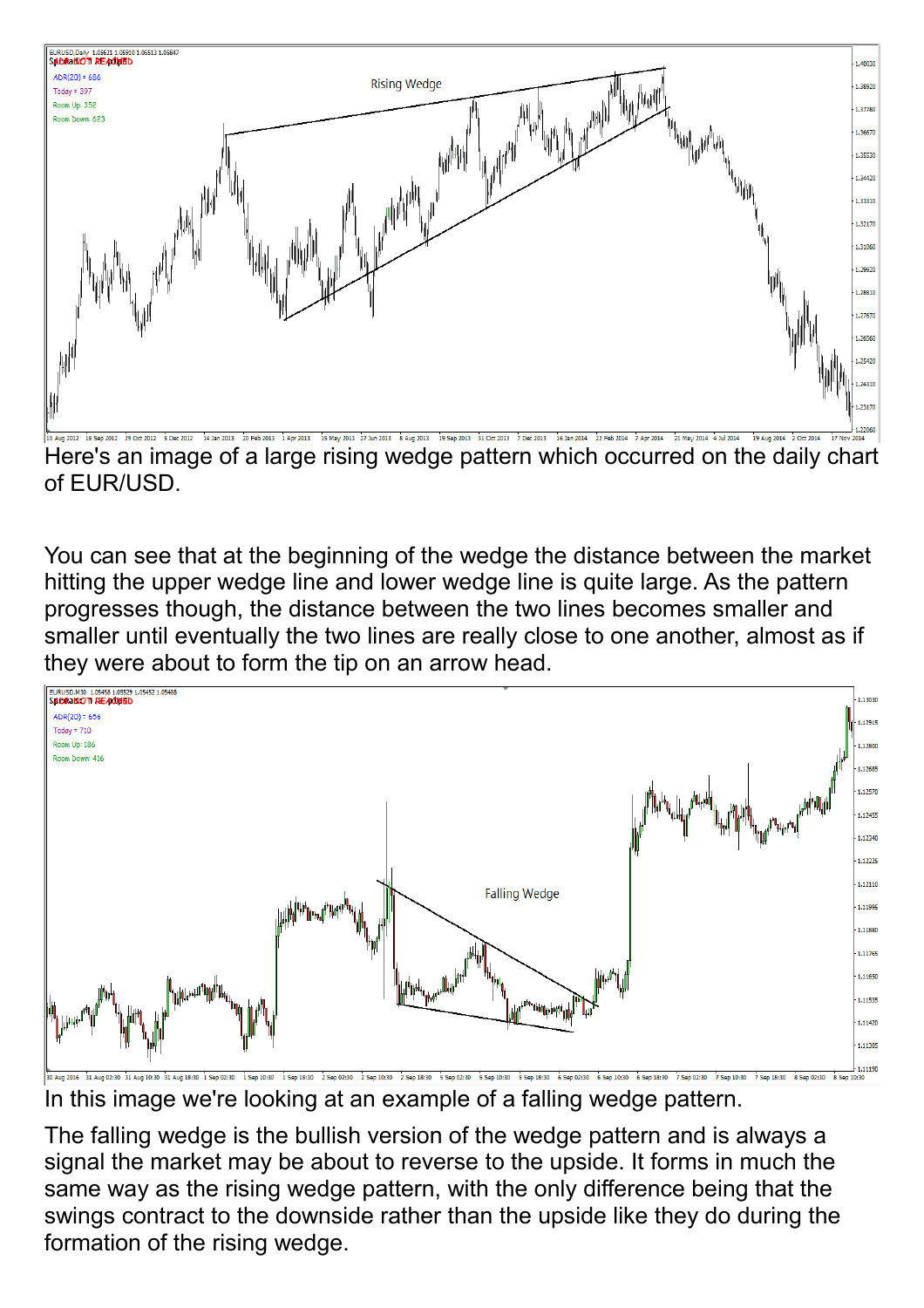Here's an image of a large rising wedge pattern which occurred on the daily chart of EUR/USD.

You can see that at the beginning of the wedge the distance between the market hitting the upper wedge line and lower wedge line is quite large. As the pattern progresses though, the distance between the two lines becomes smaller and smaller until eventually the two lines are really close to one another, almost as if they were about to form the tip on an arrow head.

In this image we're looking at an example of a falling wedge pattern.

The falling wedge is the bullish version of the wedge pattern and is always a signal the market may be about to reverse to the upside. It forms in much the same way as the rising wedge pattern, with the only difference being that the swings contract to the downside rather than the upside like they do during the formation of the rising wedge.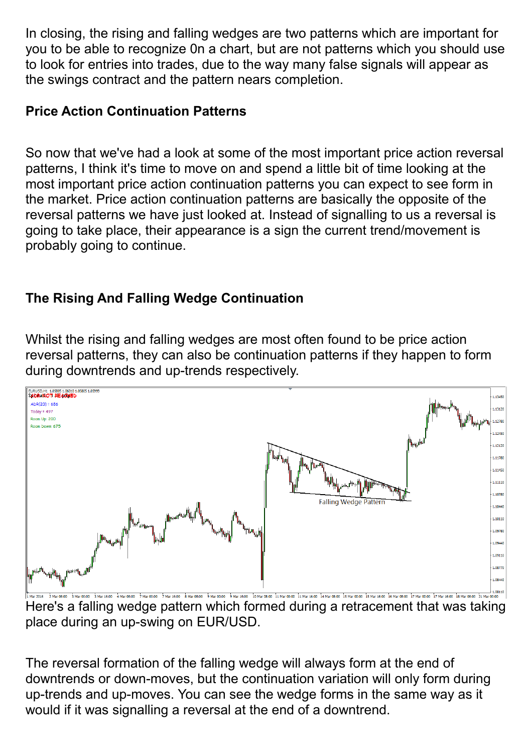In closing, the rising and falling wedges are two patterns which are important for you to be able to recognize 0n a chart, but are not patterns which you should use to look for entries into trades, due to the way many false signals will appear as the swings contract and the pattern nears completion.

**Price Action Continuation Patterns**

So now that we've had a look at some of the most important price action reversal patterns, I think it's time to move on and spend a little bit of time looking at the most important price action continuation patterns you can expect to see form in the market. Price action continuation patterns are basically the opposite of the reversal patterns we have just looked at. Instead of signalling to us a reversal is going to take place, their appearance is a sign the current trend/movement is probably going to continue.

**The Rising And Falling Wedge Continuation**

Whilst the rising and falling wedges are most often found to be price action reversal patterns, they can also be continuation patterns if they happen to form during downtrends and up-trends respectively.

Here's a falling wedge pattern which formed during a retracement that was taking place during an up-swing on EUR/USD.

The reversal formation of the falling wedge will always form at the end of downtrends or down-moves, but the continuation variation will only form during up-trends and up-moves. You can see the wedge forms in the same way as it would if it was signalling a reversal at the end of a downtrend.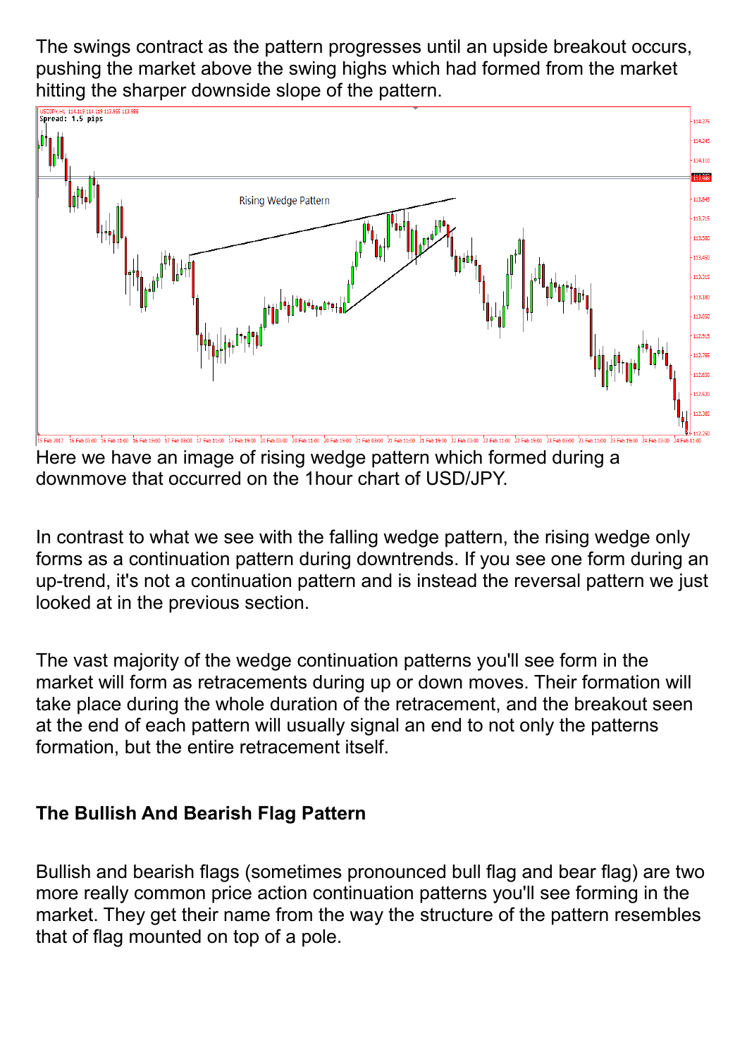The swings contract as the pattern progresses until an upside breakout occurs, pushing the market above the swing highs which had formed from the market hitting the sharper downside slope of the pattern.

Here we have an image of rising wedge pattern which formed during a downmove that occurred on the 1hour chart of USD/JPY.

In contrast to what we see with the falling wedge pattern, the rising wedge only forms as a continuation pattern during downtrends. If you see one form during an up-trend, it's not a continuation pattern and is instead the reversal pattern we just looked at in the previous section.

The vast majority of the wedge continuation patterns you'll see form in the market will form as retracements during up or down moves. Their formation will take place during the whole duration of the retracement, and the breakout seen at the end of each pattern will usually signal an end to not only the patterns formation, but the entire retracement itself.

**The Bullish And Bearish Flag Pattern**

Bullish and bearish flags (sometimes pronounced bull flag and bear flag) are two more really common price action continuation patterns you'll see forming in the market. They get their name from the way the structure of the pattern resembles that of flag mounted on top of a pole.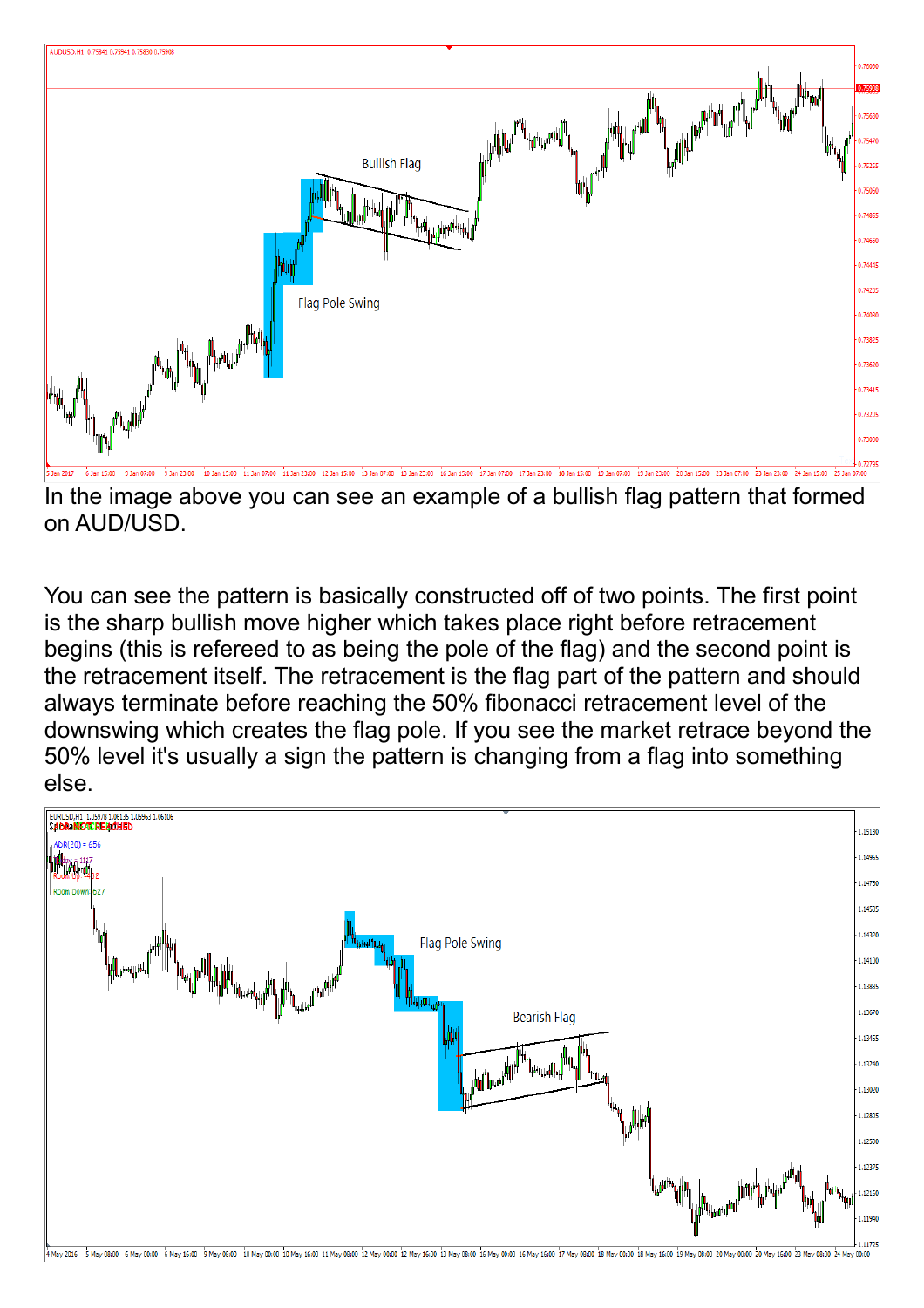In the image above you can see an example of a bullish flag pattern that formed on AUD/USD.

You can see the pattern is basically constructed off of two points. The first point is the sharp bullish move higher which takes place right before retracement begins (this is refereed to as being the pole of the flag) and the second point is the retracement itself. The retracement is the flag part of the pattern and should always terminate before reaching the 50% fibonacci retracement level of the downswing which creates the flag pole. If you see the market retrace beyond the 50% level it's usually a sign the pattern is changing from a flag into something else.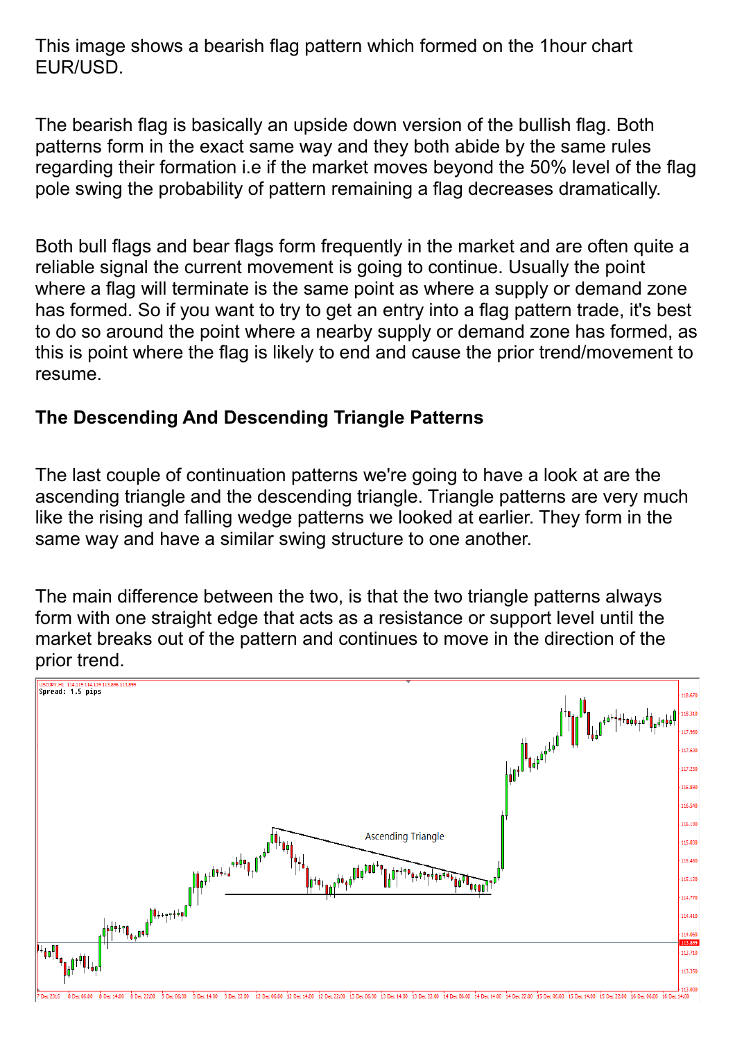This image shows a bearish flag pattern which formed on the 1hour chart EUR/USD.

The bearish flag is basically an upside down version of the bullish flag. Both patterns form in the exact same way and they both abide by the same rules regarding their formation i.e if the market moves beyond the 50% level of the flag pole swing the probability of pattern remaining a flag decreases dramatically.

Both bull flags and bear flags form frequently in the market and are often quite a reliable signal the current movement is going to continue. Usually the point where a flag will terminate is the same point as where a supply or demand zone has formed. So if you want to try to get an entry into a flag pattern trade, it's best to do so around the point where a nearby supply or demand zone has formed, as this is point where the flag is likely to end and cause the prior trend/movement to resume.

**The Descending And Descending Triangle Patterns**

The last couple of continuation patterns we're going to have a look at are the ascending triangle and the descending triangle. Triangle patterns are very much like the rising and falling wedge patterns we looked at earlier. They form in the same way and have a similar swing structure to one another.

The main difference between the two, is that the two triangle patterns always form with one straight edge that acts as a resistance or support level until the market breaks out of the pattern and continues to move in the direction of the prior trend.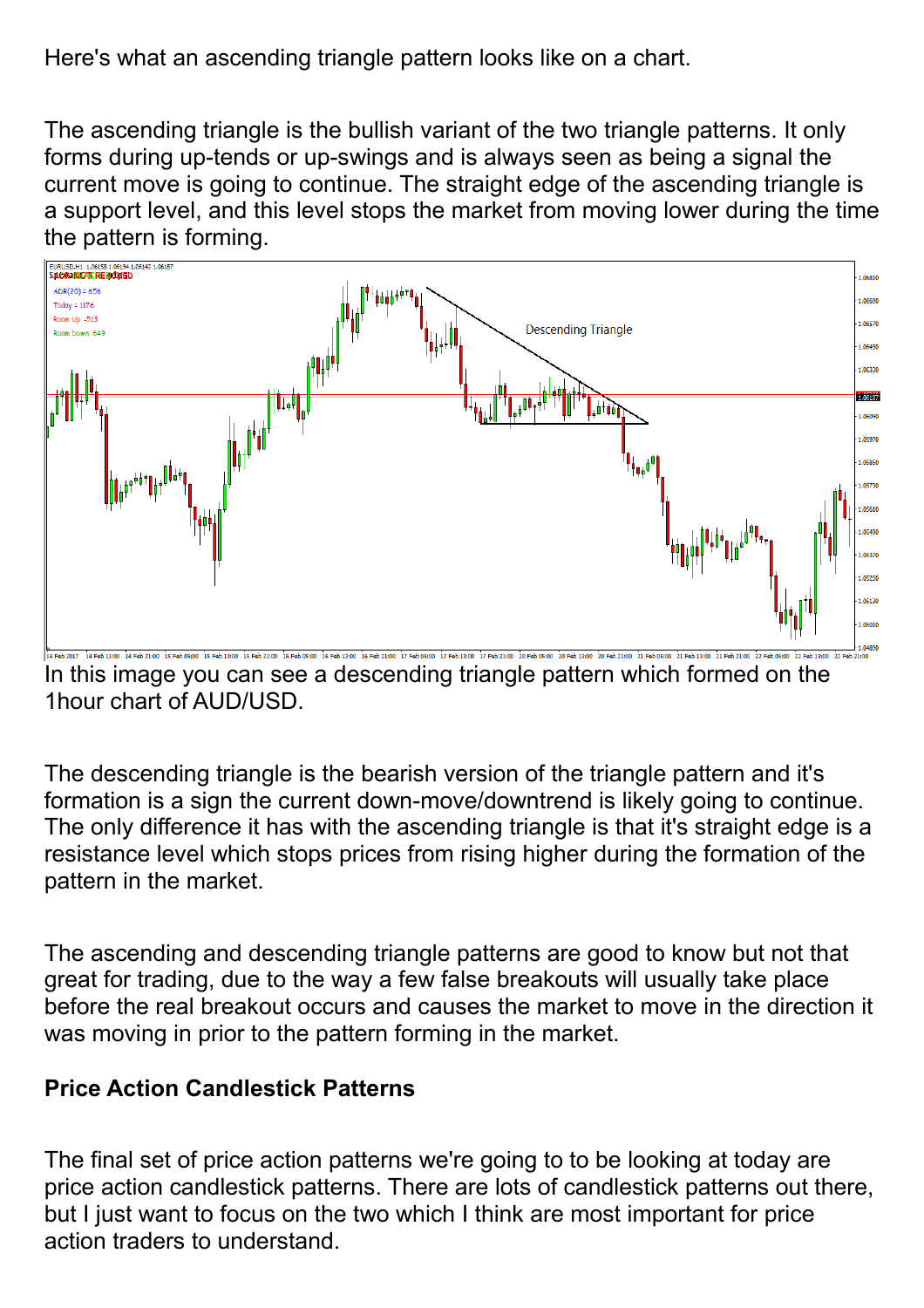Here's what an ascending triangle pattern looks like on a chart.

The ascending triangle is the bullish variant of the two triangle patterns. It only forms during up-tends or up-swings and is always seen as being a signal the current move is going to continue. The straight edge of the ascending triangle is a support level, and this level stops the market from moving lower during the time the pattern is forming.

In this image you can see a descending triangle pattern which formed on the 1hour chart of AUD/USD.

The descending triangle is the bearish version of the triangle pattern and it's formation is a sign the current down-move/downtrend is likely going to continue. The only difference it has with the ascending triangle is that it's straight edge is a resistance level which stops prices from rising higher during the formation of the pattern in the market.

The ascending and descending triangle patterns are good to know but not that great for trading, due to the way a few false breakouts will usually take place before the real breakout occurs and causes the market to move in the direction it was moving in prior to the pattern forming in the market.

**Price Action Candlestick Patterns**

The final set of price action patterns we're going to to be looking at today are price action candlestick patterns. There are lots of candlestick patterns out there, but I just want to focus on the two which I think are most important for price action traders to understand.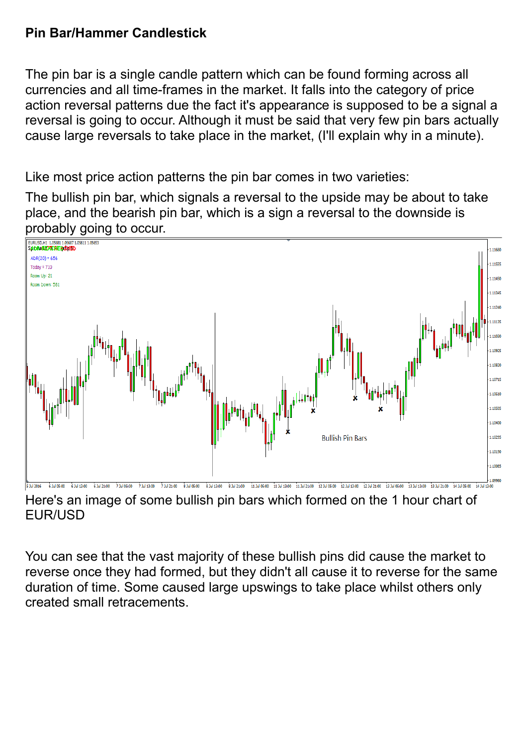**Pin Bar/Hammer Candlestick**

The pin bar is a single candle pattern which can be found forming across all currencies and all time-frames in the market. It falls into the category of price action reversal patterns due the fact it's appearance is supposed to be a signal a reversal is going to occur. Although it must be said that very few pin bars actually cause large reversals to take place in the market, (I'll explain why in a minute).

Like most price action patterns the pin bar comes in two varieties:

The bullish pin bar, which signals a reversal to the upside may be about to take place, and the bearish pin bar, which is a sign a reversal to the downside is probably going to occur.

Here's an image of some bullish pin bars which formed on the 1 hour chart of EUR/USD

You can see that the vast majority of these bullish pins did cause the market to reverse once they had formed, but they didn't all cause it to reverse for the same duration of time. Some caused large upswings to take place whilst others only created small retracements.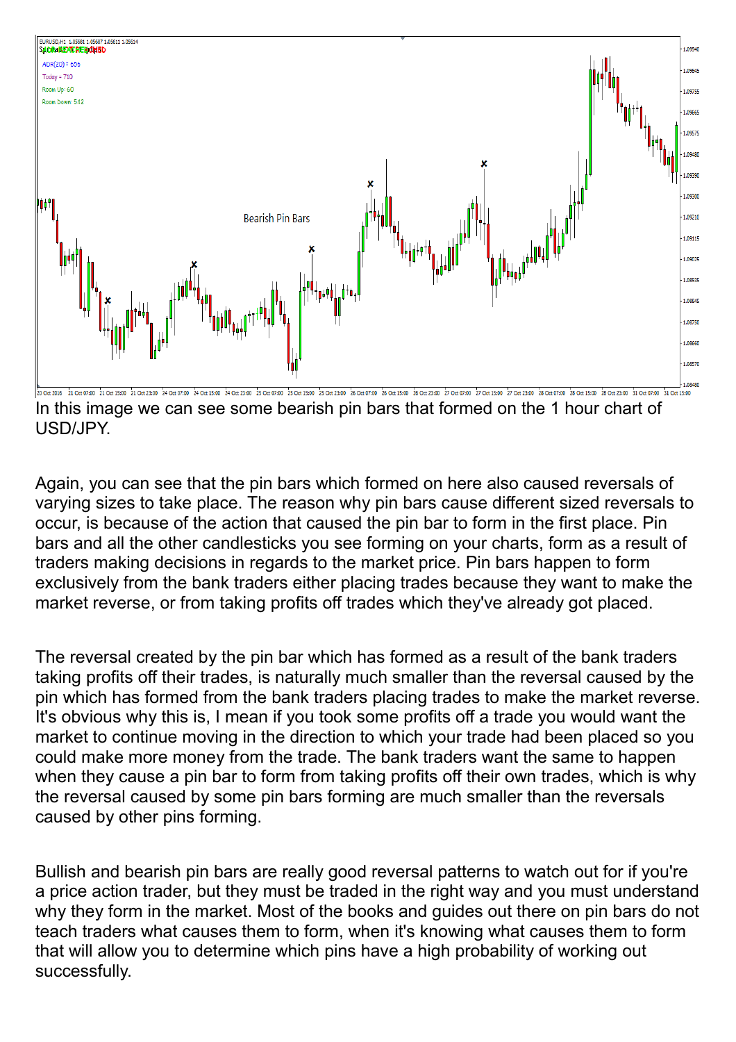In this image we can see some bearish pin bars that formed on the 1 hour chart of USD/JPY.

Again, you can see that the pin bars which formed on here also caused reversals of varying sizes to take place. The reason why pin bars cause different sized reversals to occur, is because of the action that caused the pin bar to form in the first place. Pin bars and all the other candlesticks you see forming on your charts, form as a result of traders making decisions in regards to the market price. Pin bars happen to form exclusively from the bank traders either placing trades because they want to make the market reverse, or from taking profits off trades which they've already got placed.

The reversal created by the pin bar which has formed as a result of the bank traders taking profits off their trades, is naturally much smaller than the reversal caused by the pin which has formed from the bank traders placing trades to make the market reverse. It's obvious why this is, I mean if you took some profits off a trade you would want the market to continue moving in the direction to which your trade had been placed so you could make more money from the trade. The bank traders want the same to happen when they cause a pin bar to form from taking profits off their own trades, which is why the reversal caused by some pin bars forming are much smaller than the reversals caused by other pins forming.

Bullish and bearish pin bars are really good reversal patterns to watch out for if you're a price action trader, but they must be traded in the right way and you must understand why they form in the market. Most of the books and guides out there on pin bars do not teach traders what causes them to form, when it's knowing what causes them to form that will allow you to determine which pins have a high probability of working out successfully.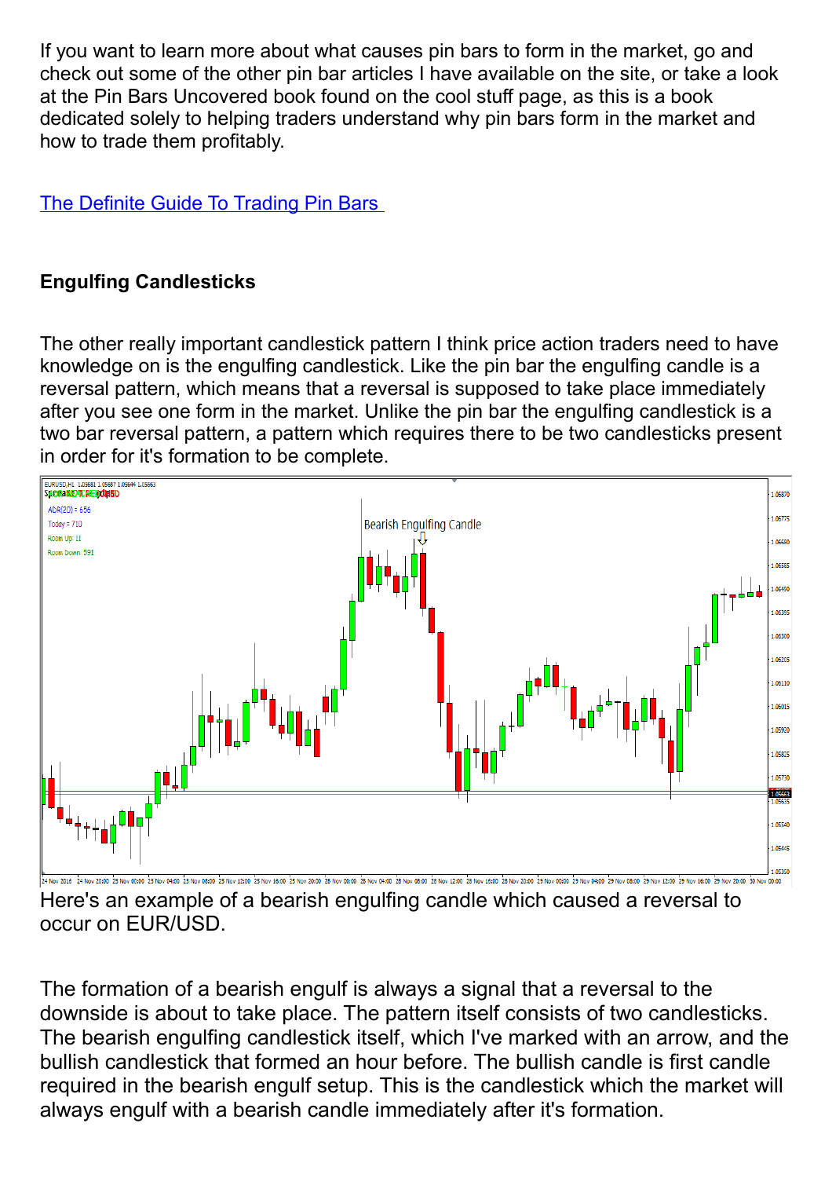If you want to learn more about what causes pin bars to form in the market, go and check out some of the other pin bar articles I have available on the site, or take a look at the Pin Bars Uncovered book found on the cool stuff page, as this is a book dedicated solely to helping traders understand why pin bars form in the market and how to trade them profitably.

[The Definite Guide To Trading Pin Bars](#)

**Engulfing Candlesticks**

The other really important candlestick pattern I think price action traders need to have knowledge on is the engulfing candlestick. Like the pin bar the engulfing candle is a reversal pattern, which means that a reversal is supposed to take place immediately after you see one form in the market. Unlike the pin bar the engulfing candlestick is a two bar reversal pattern, a pattern which requires there to be two candlesticks present in order for it's formation to be complete.

Here's an example of a bearish engulfing candle which caused a reversal to occur on EUR/USD.

The formation of a bearish engulf is always a signal that a reversal to the downside is about to take place. The pattern itself consists of two candlesticks. The bearish engulfing candlestick itself, which I've marked with an arrow, and the bullish candlestick that formed an hour before. The bullish candle is first candle required in the bearish engulf setup. This is the candlestick which the market will always engulf with a bearish candle immediately after it's formation.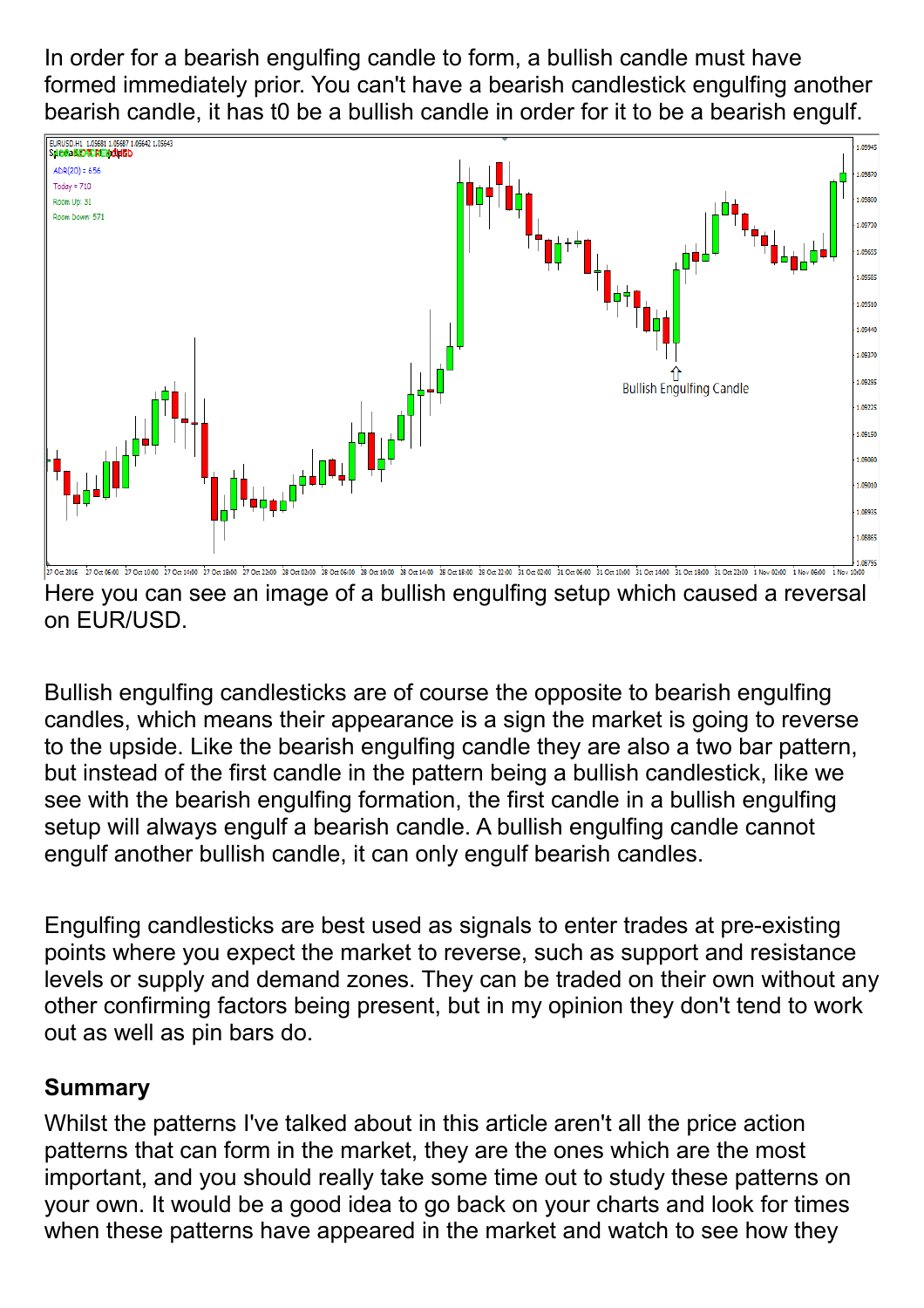In order for a bearish engulfing candle to form, a bullish candle must have formed immediately prior. You can't have a bearish candlestick engulfing another bearish candle, it has t0 be a bullish candle in order for it to be a bearish engulf.

Here you can see an image of a bullish engulfing setup which caused a reversal on EUR/USD.

Bullish engulfing candlesticks are of course the opposite to bearish engulfing candles, which means their appearance is a sign the market is going to reverse to the upside. Like the bearish engulfing candle they are also a two bar pattern, but instead of the first candle in the pattern being a bullish candlestick, like we see with the bearish engulfing formation, the first candle in a bullish engulfing setup will always engulf a bearish candle. A bullish engulfing candle cannot engulf another bullish candle, it can only engulf bearish candles.

Engulfing candlesticks are best used as signals to enter trades at pre-existing points where you expect the market to reverse, such as support and resistance levels or supply and demand zones. They can be traded on their own without any other confirming factors being present, but in my opinion they don't tend to work out as well as pin bars do.

## Summary

Whilst the patterns I've talked about in this article aren't all the price action patterns that can form in the market, they are the ones which are the most important, and you should really take some time out to study these patterns on your own. It would be a good idea to go back on your charts and look for times when these patterns have appeared in the market and watch to see how they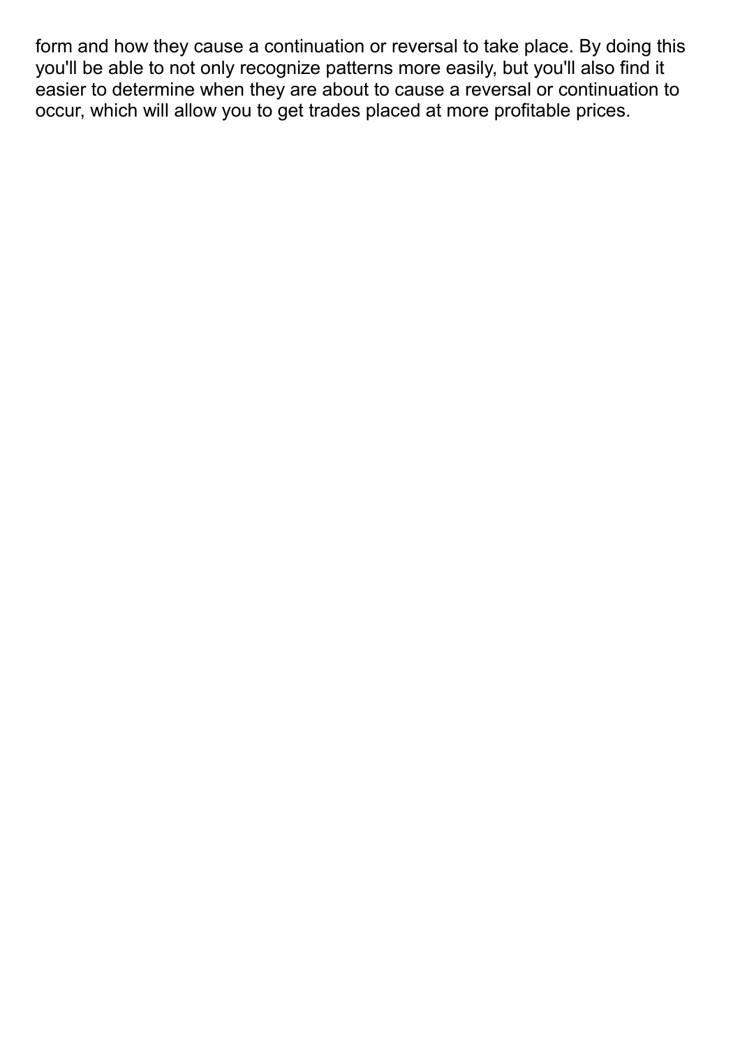form and how they cause a continuation or reversal to take place. By doing this you'll be able to not only recognize patterns more easily, but you'll also find it easier to determine when they are about to cause a reversal or continuation to occur, which will allow you to get trades placed at more profitable prices.